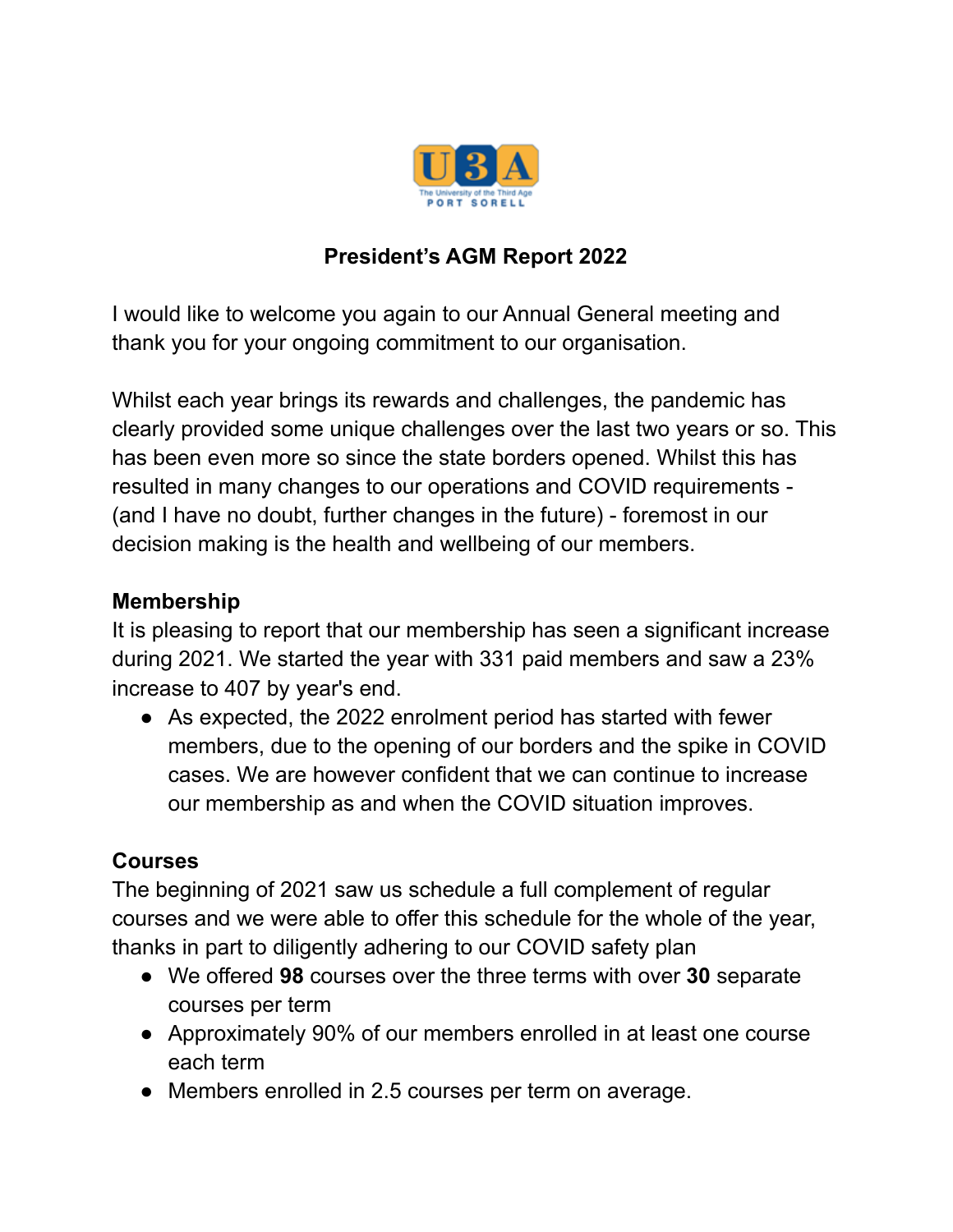# President's AGM Report 2022

I would like to welcome you again to our Annual General meeting and thank you for your ongoing commitment to our organisation.

Whilst each year brings its rewards and challenges, the pandemic has clearly provided some unique challenges over the last two years or so. This has been even more so since the state borders opened. Whilst this has resulted in many changes to our operations and COVID requirements - (and I have no doubt, further changes in the future) - foremost in our decision making is the health and wellbeing of our members.

## Membership

It is pleasing to report that our membership has seen a significant increase during 2021. We started the year with 331 paid members and saw a 23% increase to 407 by year's end.

- As expected, the 2022 enrolment period has started with fewer members, due to the opening of our borders and the spike in COVID cases. We are however confident that we can continue to increase our membership as and when the COVID situation improves.

## Courses

The beginning of 2021 saw us schedule a full complement of regular courses and we were able to offer this schedule for the whole of the year, thanks in part to diligently adhering to our COVID safety plan

- We offered **98** courses over the three terms with over **30** separate courses per term
- Approximately 90% of our members enrolled in at least one course each term
- Members enrolled in 2.5 courses per term on average.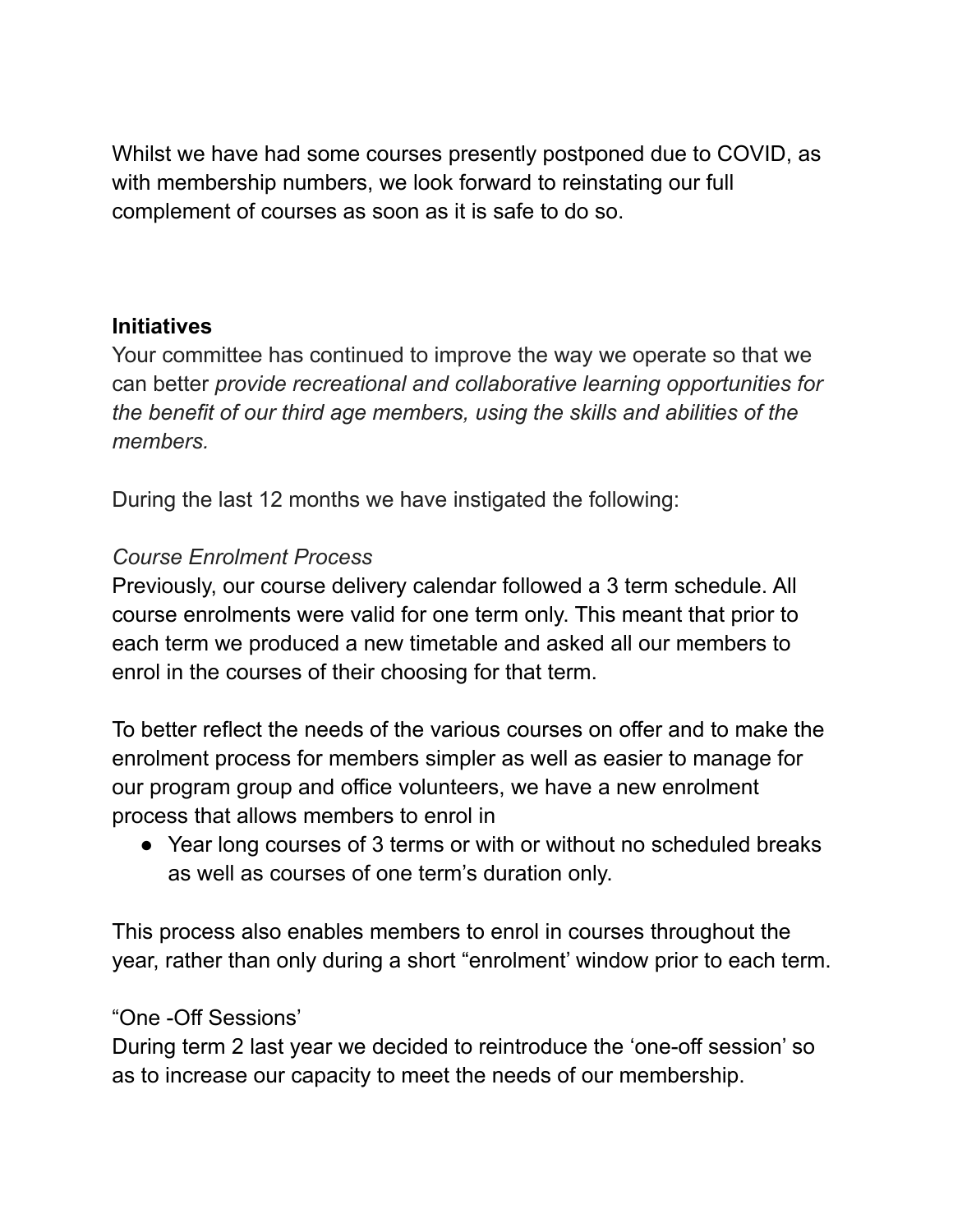Whilst we have had some courses presently postponed due to COVID, as with membership numbers, we look forward to reinstating our full complement of courses as soon as it is safe to do so.

**Initiatives**

Your committee has continued to improve the way we operate so that we can better *provide recreational and collaborative learning opportunities for the benefit of our third age members, using the skills and abilities of the members.*

During the last 12 months we have instigated the following:

*Course Enrolment Process*

Previously, our course delivery calendar followed a 3 term schedule. All course enrolments were valid for one term only. This meant that prior to each term we produced a new timetable and asked all our members to enrol in the courses of their choosing for that term.

To better reflect the needs of the various courses on offer and to make the enrolment process for members simpler as well as easier to manage for our program group and office volunteers, we have a new enrolment process that allows members to enrol in

- Year long courses of 3 terms or with or without no scheduled breaks as well as courses of one term's duration only.

This process also enables members to enrol in courses throughout the year, rather than only during a short "enrolment' window prior to each term.

"One -Off Sessions'

During term 2 last year we decided to reintroduce the 'one-off session' so as to increase our capacity to meet the needs of our membership.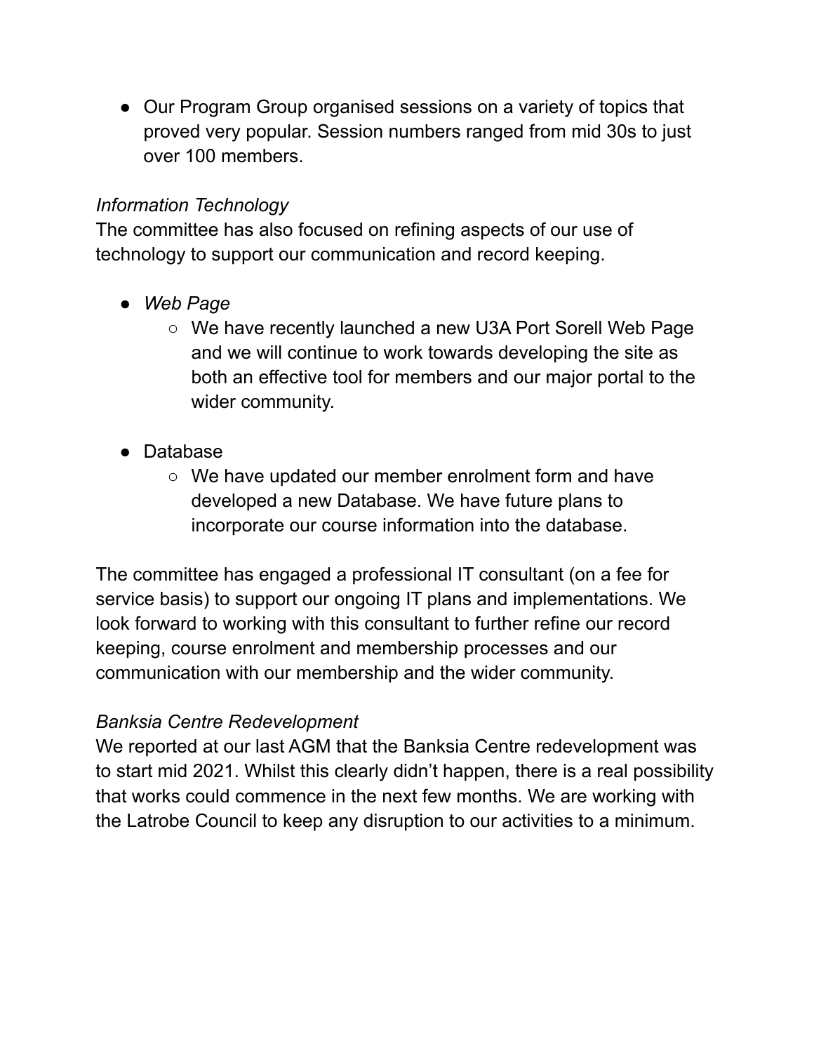- Our Program Group organised sessions on a variety of topics that proved very popular. Session numbers ranged from mid 30s to just over 100 members.

*Information Technology*

The committee has also focused on refining aspects of our use of technology to support our communication and record keeping.

- *Web Page*
    - We have recently launched a new U3A Port Sorell Web Page and we will continue to work towards developing the site as both an effective tool for members and our major portal to the wider community.

- Database
    - We have updated our member enrolment form and have developed a new Database. We have future plans to incorporate our course information into the database.

The committee has engaged a professional IT consultant (on a fee for service basis) to support our ongoing IT plans and implementations. We look forward to working with this consultant to further refine our record keeping, course enrolment and membership processes and our communication with our membership and the wider community.

*Banksia Centre Redevelopment*

We reported at our last AGM that the Banksia Centre redevelopment was to start mid 2021. Whilst this clearly didn't happen, there is a real possibility that works could commence in the next few months. We are working with the Latrobe Council to keep any disruption to our activities to a minimum.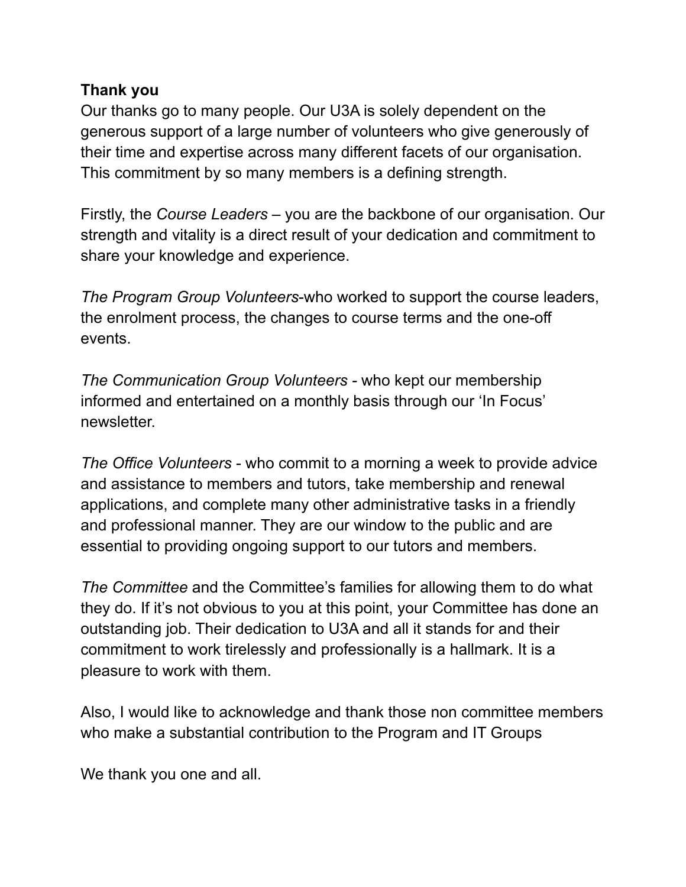**Thank you**

Our thanks go to many people. Our U3A is solely dependent on the generous support of a large number of volunteers who give generously of their time and expertise across many different facets of our organisation. This commitment by so many members is a defining strength.

Firstly, the *Course Leaders* – you are the backbone of our organisation. Our strength and vitality is a direct result of your dedication and commitment to share your knowledge and experience.

*The Program Group Volunteers*-who worked to support the course leaders, the enrolment process, the changes to course terms and the one-off events.

*The Communication Group Volunteers* - who kept our membership informed and entertained on a monthly basis through our 'In Focus' newsletter.

*The Office Volunteers* - who commit to a morning a week to provide advice and assistance to members and tutors, take membership and renewal applications, and complete many other administrative tasks in a friendly and professional manner. They are our window to the public and are essential to providing ongoing support to our tutors and members.

*The Committee* and the Committee's families for allowing them to do what they do. If it's not obvious to you at this point, your Committee has done an outstanding job. Their dedication to U3A and all it stands for and their commitment to work tirelessly and professionally is a hallmark. It is a pleasure to work with them.

Also, I would like to acknowledge and thank those non committee members who make a substantial contribution to the Program and IT Groups

We thank you one and all.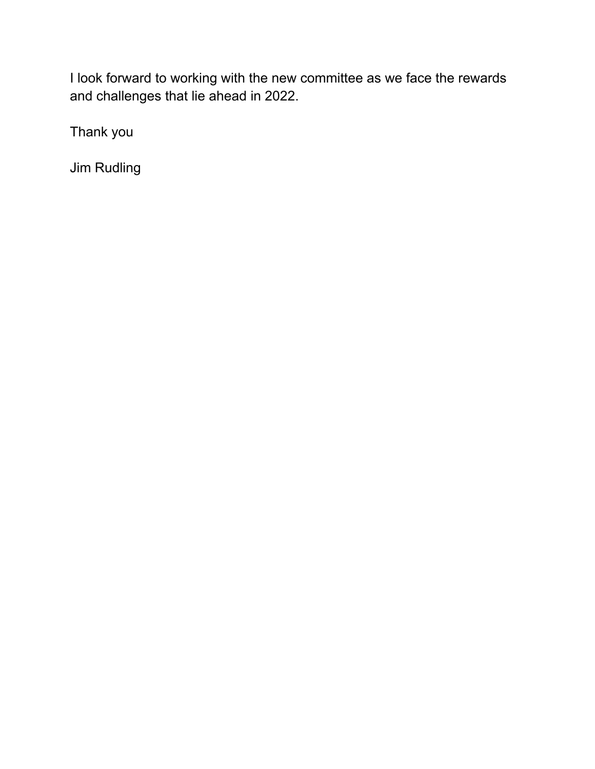I look forward to working with the new committee as we face the rewards and challenges that lie ahead in 2022.

Thank you

Jim Rudling